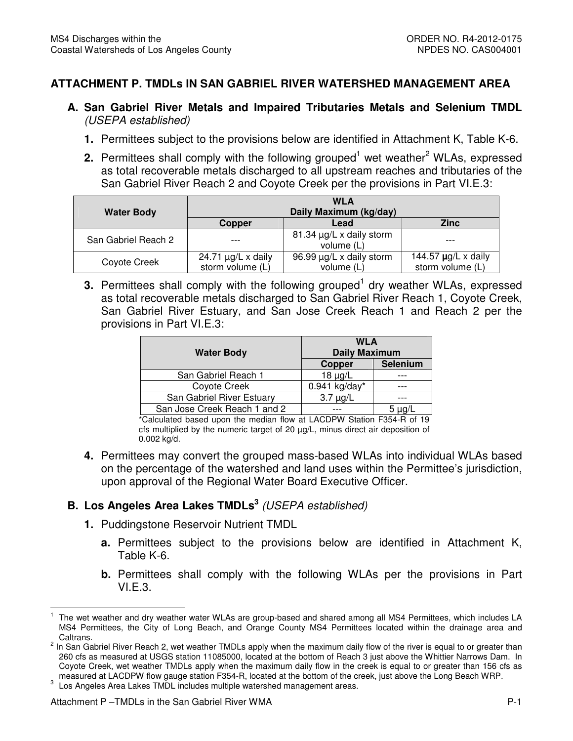## ATTACHMENT P. TMDLs IN SAN GABRIEL RIVER WATERSHED MANAGEMENT AREA

### A. San Gabriel River Metals and Impaired Tributaries Metals and Selenium TMDL *(USEPA established)*

1. Permittees subject to the provisions below are identified in Attachment K, Table K-6.

2. Permittees shall comply with the following grouped[1] wet weather[2] WLAs, expressed as total recoverable metals discharged to all upstream reaches and tributaries of the San Gabriel River Reach 2 and Coyote Creek per the provisions in Part VI.E.3:

| Water Body | WLA Daily Maximum (kg/day) | | |
|---|---|---|---|
| | Copper | Lead | Zinc |
| San Gabriel Reach 2 | --- | 81.34 µg/L x daily storm volume (L) | --- |
| Coyote Creek | 24.71 µg/L x daily storm volume (L) | 96.99 µg/L x daily storm volume (L) | 144.57 µg/L x daily storm volume (L) |

3. Permittees shall comply with the following grouped[1] dry weather WLAs, expressed as total recoverable metals discharged to San Gabriel River Reach 1, Coyote Creek, San Gabriel River Estuary, and San Jose Creek Reach 1 and Reach 2 per the provisions in Part VI.E.3:

| Water Body | WLA Daily Maximum | |
|---|---|---|
| | Copper | Selenium |
| San Gabriel Reach 1 | 18 µg/L | --- |
| Coyote Creek | 0.941 kg/day* | --- |
| San Gabriel River Estuary | 3.7 µg/L | --- |
| San Jose Creek Reach 1 and 2 | --- | 5 µg/L |

*Calculated based upon the median flow at LACDPW Station F354-R of 19 cfs multiplied by the numeric target of 20 µg/L, minus direct air deposition of 0.002 kg/d.

4. Permittees may convert the grouped mass-based WLAs into individual WLAs based on the percentage of the watershed and land uses within the Permittee's jurisdiction, upon approval of the Regional Water Board Executive Officer.

### B. Los Angeles Area Lakes TMDLs[3] *(USEPA established)*

1. Puddingstone Reservoir Nutrient TMDL

   a. Permittees subject to the provisions below are identified in Attachment K, Table K-6.

   b. Permittees shall comply with the following WLAs per the provisions in Part VI.E.3.

---

[1] The wet weather and dry weather water WLAs are group-based and shared among all MS4 Permittees, which includes LA MS4 Permittees, the City of Long Beach, and Orange County MS4 Permittees located within the drainage area and Caltrans.

[2] In San Gabriel River Reach 2, wet weather TMDLs apply when the maximum daily flow of the river is equal to or greater than 260 cfs as measured at USGS station 11085000, located at the bottom of Reach 3 just above the Whittier Narrows Dam. In Coyote Creek, wet weather TMDLs apply when the maximum daily flow in the creek is equal to or greater than 156 cfs as measured at LACDPW flow gauge station F354-R, located at the bottom of the creek, just above the Long Beach WRP.

[3] Los Angeles Area Lakes TMDL includes multiple watershed management areas.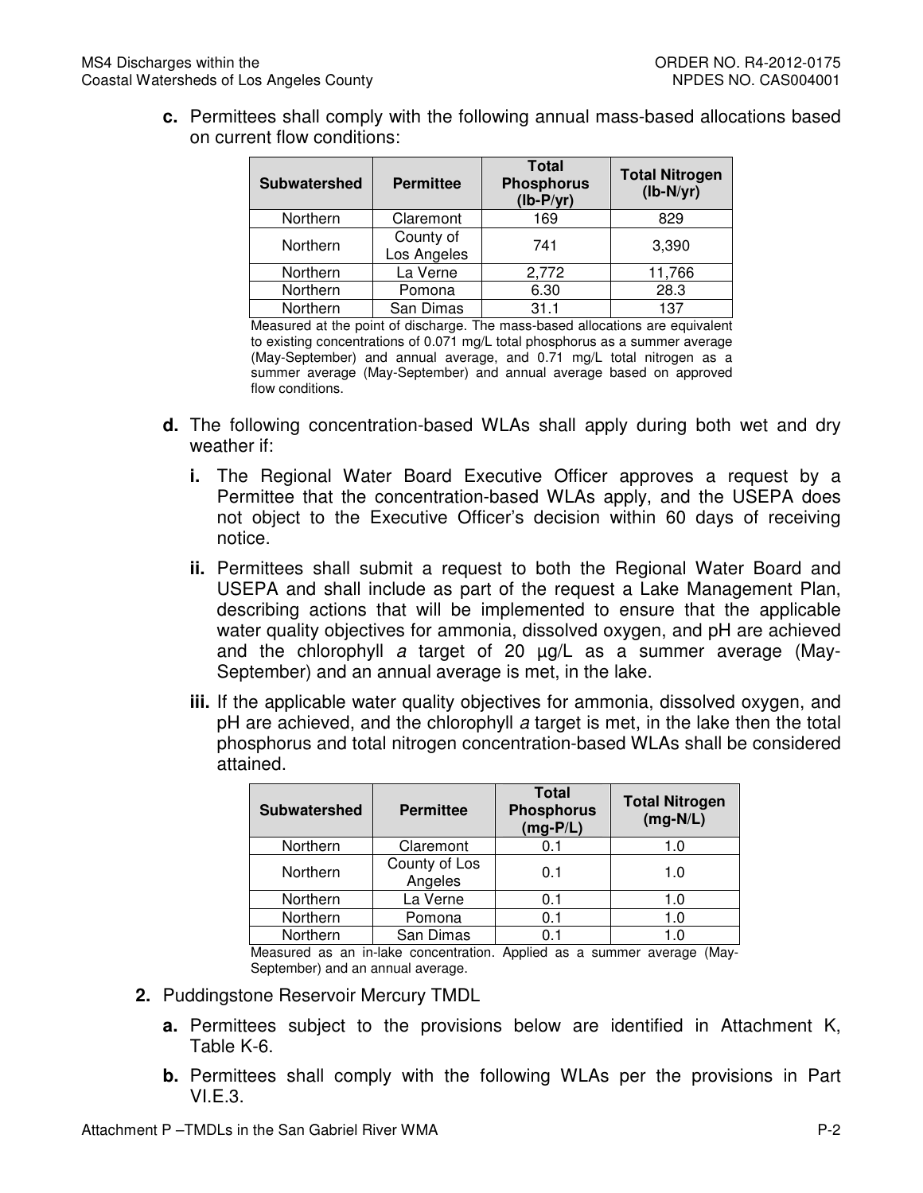**c.** Permittees shall comply with the following annual mass-based allocations based on current flow conditions:

| Subwatershed | Permittee | Total Phosphorus (lb-P/yr) | Total Nitrogen (lb-N/yr) |
|---|---|---|---|
| Northern | Claremont | 169 | 829 |
| Northern | County of Los Angeles | 741 | 3,390 |
| Northern | La Verne | 2,772 | 11,766 |
| Northern | Pomona | 6.30 | 28.3 |
| Northern | San Dimas | 31.1 | 137 |

Measured at the point of discharge. The mass-based allocations are equivalent to existing concentrations of 0.071 mg/L total phosphorus as a summer average (May-September) and annual average, and 0.71 mg/L total nitrogen as a summer average (May-September) and annual average based on approved flow conditions.

**d.** The following concentration-based WLAs shall apply during both wet and dry weather if:

**i.** The Regional Water Board Executive Officer approves a request by a Permittee that the concentration-based WLAs apply, and the USEPA does not object to the Executive Officer's decision within 60 days of receiving notice.

**ii.** Permittees shall submit a request to both the Regional Water Board and USEPA and shall include as part of the request a Lake Management Plan, describing actions that will be implemented to ensure that the applicable water quality objectives for ammonia, dissolved oxygen, and pH are achieved and the chlorophyll *a* target of 20 µg/L as a summer average (May-September) and an annual average is met, in the lake.

**iii.** If the applicable water quality objectives for ammonia, dissolved oxygen, and pH are achieved, and the chlorophyll *a* target is met, in the lake then the total phosphorus and total nitrogen concentration-based WLAs shall be considered attained.

| Subwatershed | Permittee | Total Phosphorus (mg-P/L) | Total Nitrogen (mg-N/L) |
|---|---|---|---|
| Northern | Claremont | 0.1 | 1.0 |
| Northern | County of Los Angeles | 0.1 | 1.0 |
| Northern | La Verne | 0.1 | 1.0 |
| Northern | Pomona | 0.1 | 1.0 |
| Northern | San Dimas | 0.1 | 1.0 |

Measured as an in-lake concentration. Applied as a summer average (May-September) and an annual average.

**2.** Puddingstone Reservoir Mercury TMDL

**a.** Permittees subject to the provisions below are identified in Attachment K, Table K-6.

**b.** Permittees shall comply with the following WLAs per the provisions in Part VI.E.3.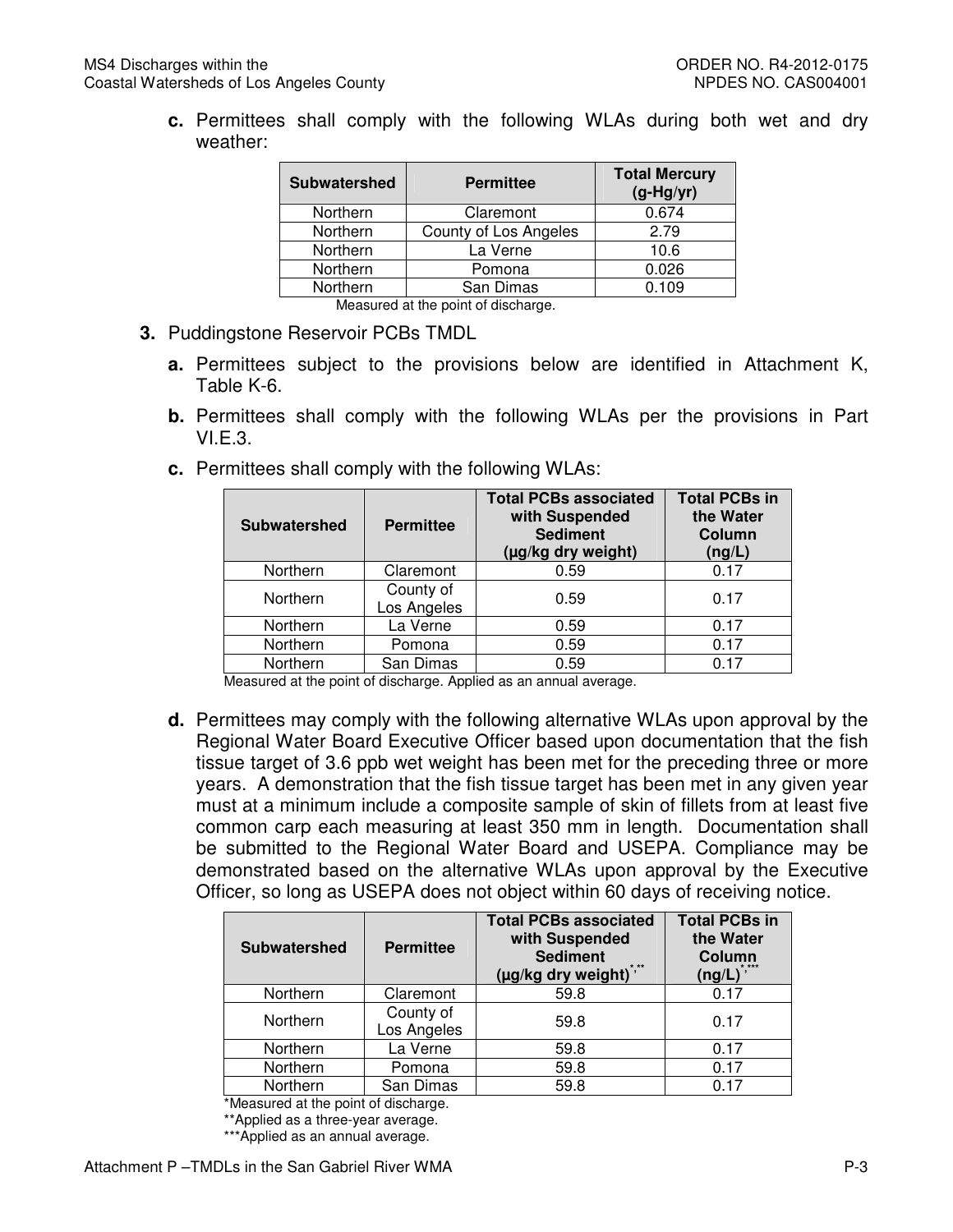**c.** Permittees shall comply with the following WLAs during both wet and dry weather:

| Subwatershed | Permittee | Total Mercury (g-Hg/yr) |
|---|---|---|
| Northern | Claremont | 0.674 |
| Northern | County of Los Angeles | 2.79 |
| Northern | La Verne | 10.6 |
| Northern | Pomona | 0.026 |
| Northern | San Dimas | 0.109 |

Measured at the point of discharge.

**3.** Puddingstone Reservoir PCBs TMDL

**a.** Permittees subject to the provisions below are identified in Attachment K, Table K-6.

**b.** Permittees shall comply with the following WLAs per the provisions in Part VI.E.3.

**c.** Permittees shall comply with the following WLAs:

| Subwatershed | Permittee | Total PCBs associated with Suspended Sediment (µg/kg dry weight) | Total PCBs in the Water Column (ng/L) |
|---|---|---|---|
| Northern | Claremont | 0.59 | 0.17 |
| Northern | County of Los Angeles | 0.59 | 0.17 |
| Northern | La Verne | 0.59 | 0.17 |
| Northern | Pomona | 0.59 | 0.17 |
| Northern | San Dimas | 0.59 | 0.17 |

Measured at the point of discharge. Applied as an annual average.

**d.** Permittees may comply with the following alternative WLAs upon approval by the Regional Water Board Executive Officer based upon documentation that the fish tissue target of 3.6 ppb wet weight has been met for the preceding three or more years. A demonstration that the fish tissue target has been met in any given year must at a minimum include a composite sample of skin of fillets from at least five common carp each measuring at least 350 mm in length. Documentation shall be submitted to the Regional Water Board and USEPA. Compliance may be demonstrated based on the alternative WLAs upon approval by the Executive Officer, so long as USEPA does not object within 60 days of receiving notice.

| Subwatershed | Permittee | Total PCBs associated with Suspended Sediment (µg/kg dry weight)*,** | Total PCBs in the Water Column (ng/L)*,*** |
|---|---|---|---|
| Northern | Claremont | 59.8 | 0.17 |
| Northern | County of Los Angeles | 59.8 | 0.17 |
| Northern | La Verne | 59.8 | 0.17 |
| Northern | Pomona | 59.8 | 0.17 |
| Northern | San Dimas | 59.8 | 0.17 |

*Measured at the point of discharge.

**Applied as a three-year average.

***Applied as an annual average.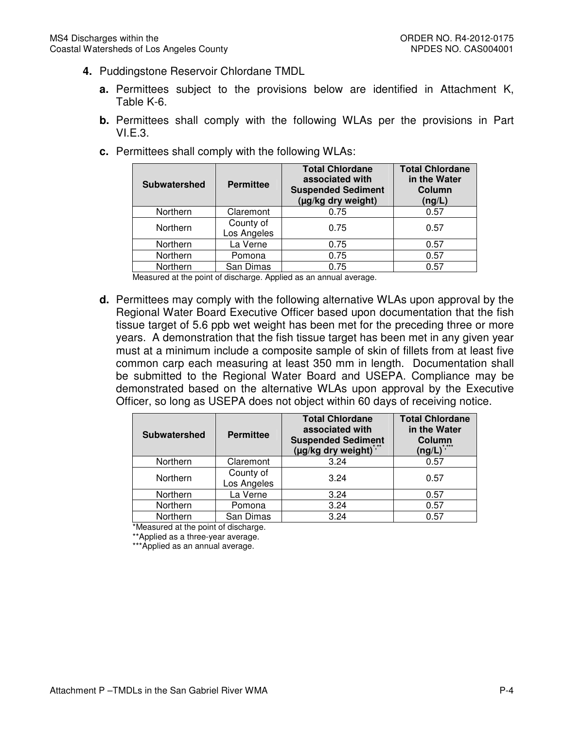**4.** Puddingstone Reservoir Chlordane TMDL

**a.** Permittees subject to the provisions below are identified in Attachment K, Table K-6.

**b.** Permittees shall comply with the following WLAs per the provisions in Part VI.E.3.

**c.** Permittees shall comply with the following WLAs:

| Subwatershed | Permittee | Total Chlordane associated with Suspended Sediment (µg/kg dry weight) | Total Chlordane in the Water Column (ng/L) |
|---|---|---|---|
| Northern | Claremont | 0.75 | 0.57 |
| Northern | County of Los Angeles | 0.75 | 0.57 |
| Northern | La Verne | 0.75 | 0.57 |
| Northern | Pomona | 0.75 | 0.57 |
| Northern | San Dimas | 0.75 | 0.57 |

Measured at the point of discharge. Applied as an annual average.

**d.** Permittees may comply with the following alternative WLAs upon approval by the Regional Water Board Executive Officer based upon documentation that the fish tissue target of 5.6 ppb wet weight has been met for the preceding three or more years. A demonstration that the fish tissue target has been met in any given year must at a minimum include a composite sample of skin of fillets from at least five common carp each measuring at least 350 mm in length. Documentation shall be submitted to the Regional Water Board and USEPA. Compliance may be demonstrated based on the alternative WLAs upon approval by the Executive Officer, so long as USEPA does not object within 60 days of receiving notice.

| Subwatershed | Permittee | Total Chlordane associated with Suspended Sediment (µg/kg dry weight)*,** | Total Chlordane in the Water Column (ng/L)*,*** |
|---|---|---|---|
| Northern | Claremont | 3.24 | 0.57 |
| Northern | County of Los Angeles | 3.24 | 0.57 |
| Northern | La Verne | 3.24 | 0.57 |
| Northern | Pomona | 3.24 | 0.57 |
| Northern | San Dimas | 3.24 | 0.57 |

*Measured at the point of discharge.
**Applied as a three-year average.
***Applied as an annual average.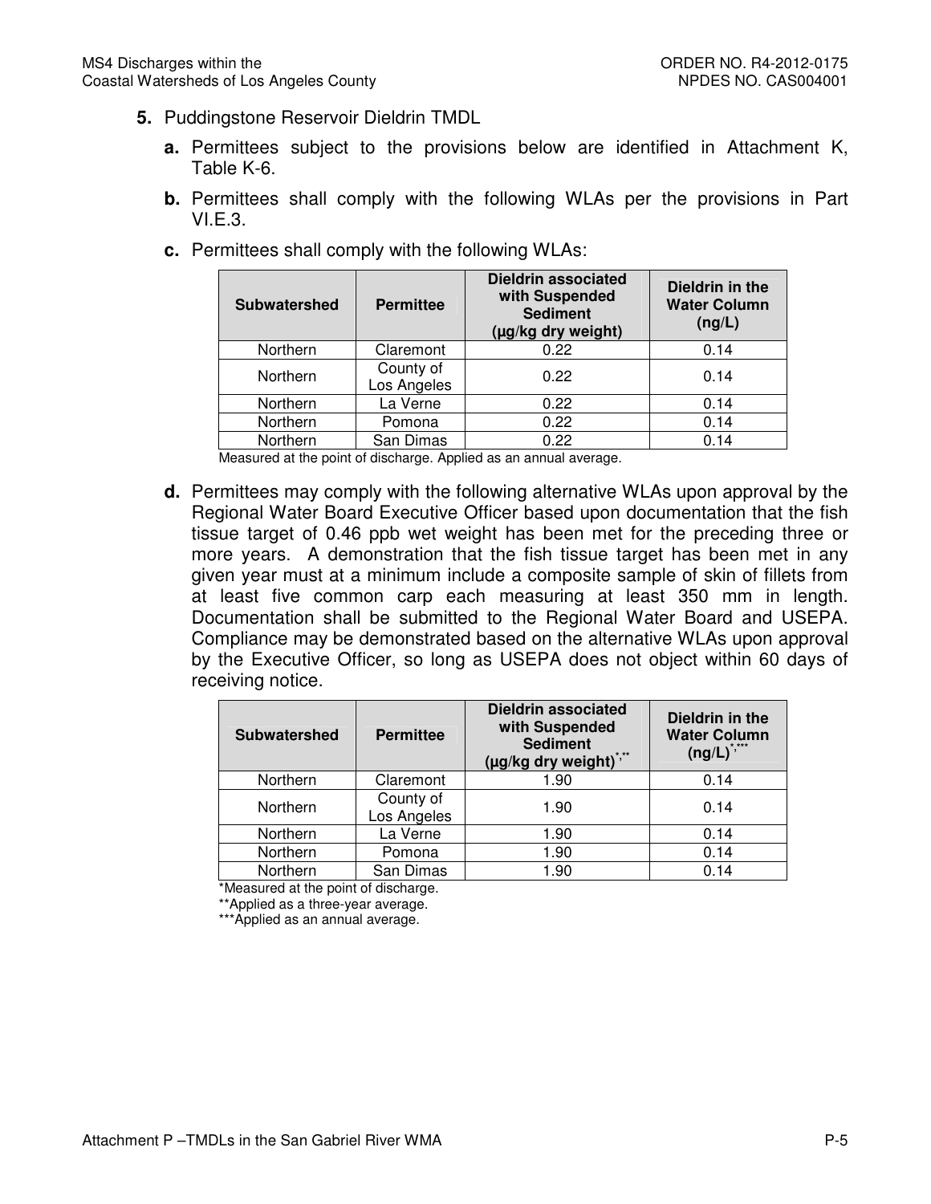**5.** Puddingstone Reservoir Dieldrin TMDL

**a.** Permittees subject to the provisions below are identified in Attachment K, Table K-6.

**b.** Permittees shall comply with the following WLAs per the provisions in Part VI.E.3.

**c.** Permittees shall comply with the following WLAs:

| Subwatershed | Permittee | Dieldrin associated with Suspended Sediment (µg/kg dry weight) | Dieldrin in the Water Column (ng/L) |
|---|---|---|---|
| Northern | Claremont | 0.22 | 0.14 |
| Northern | County of Los Angeles | 0.22 | 0.14 |
| Northern | La Verne | 0.22 | 0.14 |
| Northern | Pomona | 0.22 | 0.14 |
| Northern | San Dimas | 0.22 | 0.14 |

Measured at the point of discharge. Applied as an annual average.

**d.** Permittees may comply with the following alternative WLAs upon approval by the Regional Water Board Executive Officer based upon documentation that the fish tissue target of 0.46 ppb wet weight has been met for the preceding three or more years. A demonstration that the fish tissue target has been met in any given year must at a minimum include a composite sample of skin of fillets from at least five common carp each measuring at least 350 mm in length. Documentation shall be submitted to the Regional Water Board and USEPA. Compliance may be demonstrated based on the alternative WLAs upon approval by the Executive Officer, so long as USEPA does not object within 60 days of receiving notice.

| Subwatershed | Permittee | Dieldrin associated with Suspended Sediment (µg/kg dry weight)*,** | Dieldrin in the Water Column (ng/L)*,*** |
|---|---|---|---|
| Northern | Claremont | 1.90 | 0.14 |
| Northern | County of Los Angeles | 1.90 | 0.14 |
| Northern | La Verne | 1.90 | 0.14 |
| Northern | Pomona | 1.90 | 0.14 |
| Northern | San Dimas | 1.90 | 0.14 |

*Measured at the point of discharge.

**Applied as a three-year average.

***Applied as an annual average.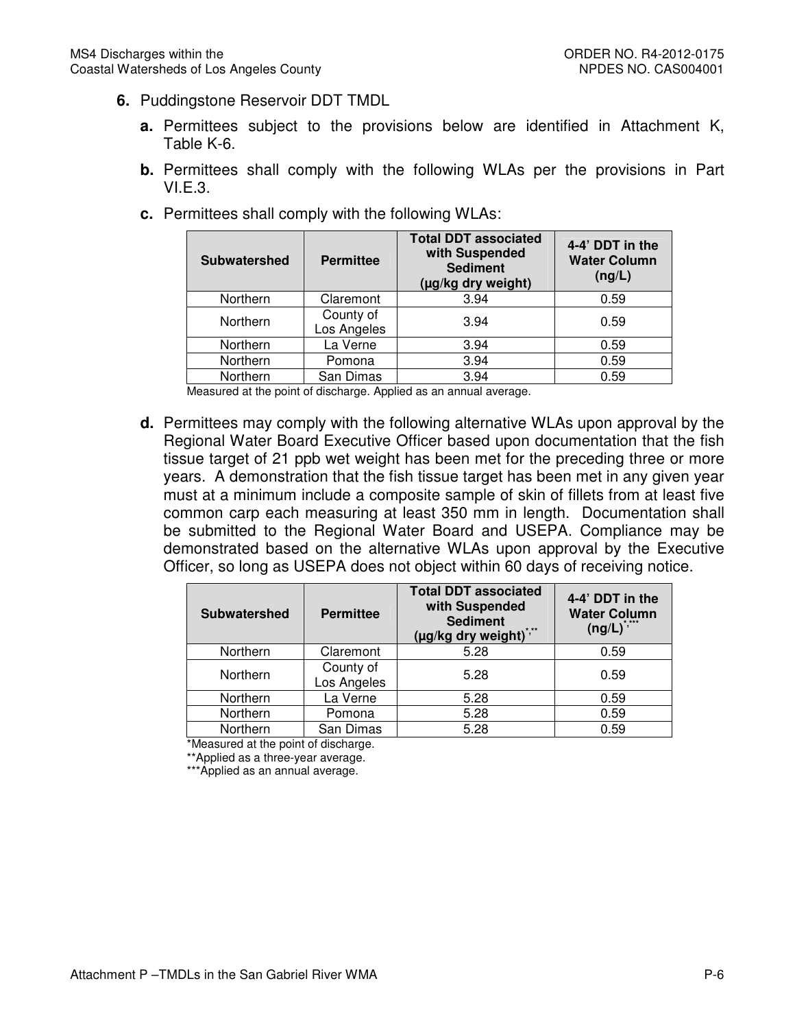6. Puddingstone Reservoir DDT TMDL

   a. Permittees subject to the provisions below are identified in Attachment K, Table K-6.

   b. Permittees shall comply with the following WLAs per the provisions in Part VI.E.3.

   c. Permittees shall comply with the following WLAs:

| Subwatershed | Permittee | Total DDT associated with Suspended Sediment (µg/kg dry weight) | 4-4' DDT in the Water Column (ng/L) |
|---|---|---|---|
| Northern | Claremont | 3.94 | 0.59 |
| Northern | County of Los Angeles | 3.94 | 0.59 |
| Northern | La Verne | 3.94 | 0.59 |
| Northern | Pomona | 3.94 | 0.59 |
| Northern | San Dimas | 3.94 | 0.59 |

Measured at the point of discharge. Applied as an annual average.

   d. Permittees may comply with the following alternative WLAs upon approval by the Regional Water Board Executive Officer based upon documentation that the fish tissue target of 21 ppb wet weight has been met for the preceding three or more years. A demonstration that the fish tissue target has been met in any given year must at a minimum include a composite sample of skin of fillets from at least five common carp each measuring at least 350 mm in length. Documentation shall be submitted to the Regional Water Board and USEPA. Compliance may be demonstrated based on the alternative WLAs upon approval by the Executive Officer, so long as USEPA does not object within 60 days of receiving notice.

| Subwatershed | Permittee | Total DDT associated with Suspended Sediment (µg/kg dry weight)*,** | 4-4' DDT in the Water Column (ng/L)*,*** |
|---|---|---|---|
| Northern | Claremont | 5.28 | 0.59 |
| Northern | County of Los Angeles | 5.28 | 0.59 |
| Northern | La Verne | 5.28 | 0.59 |
| Northern | Pomona | 5.28 | 0.59 |
| Northern | San Dimas | 5.28 | 0.59 |

*Measured at the point of discharge.

**Applied as a three-year average.

***Applied as an annual average.